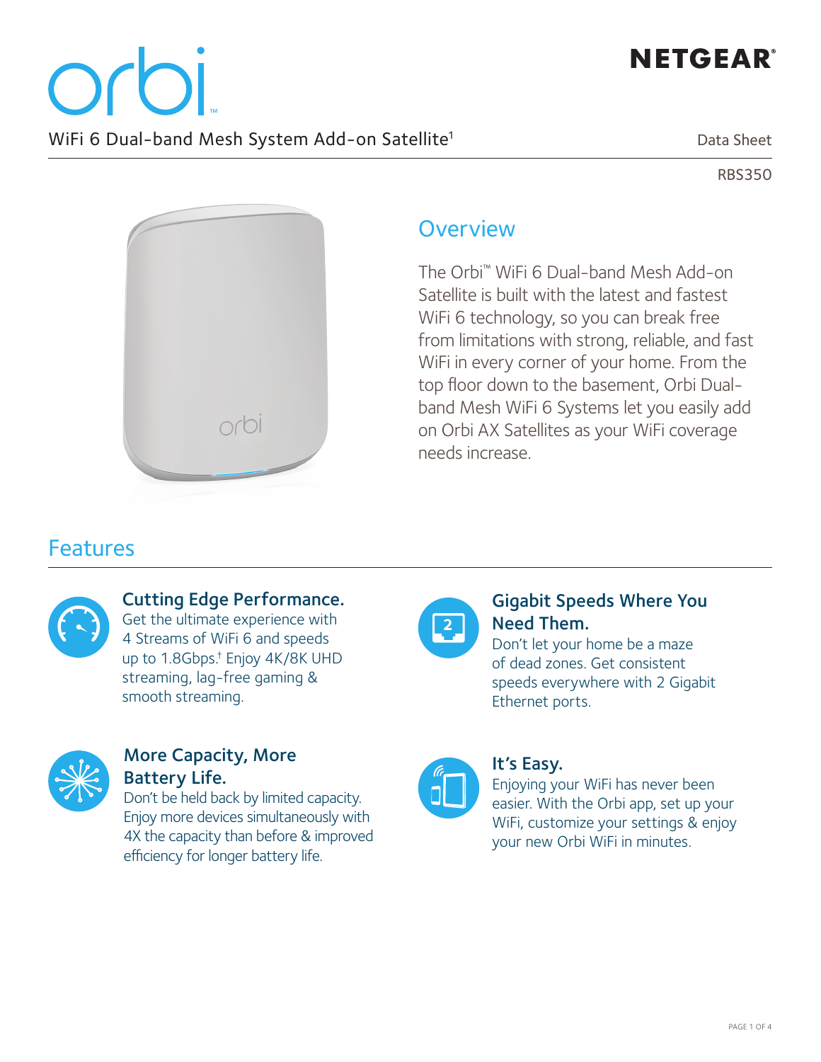# orbi

NETGEAR®

WiFi 6 Dual-band Mesh System Add-on Satellite[1]

Data Sheet

RBS350

## Overview

The Orbi™ WiFi 6 Dual-band Mesh Add-on Satellite is built with the latest and fastest WiFi 6 technology, so you can break free from limitations with strong, reliable, and fast WiFi in every corner of your home. From the top floor down to the basement, Orbi Dual-band Mesh WiFi 6 Systems let you easily add on Orbi AX Satellites as your WiFi coverage needs increase.

## Features

### Cutting Edge Performance.

Get the ultimate experience with 4 Streams of WiFi 6 and speeds up to 1.8Gbps.[†] Enjoy 4K/8K UHD streaming, lag-free gaming & smooth streaming.

### Gigabit Speeds Where You Need Them.

Don't let your home be a maze of dead zones. Get consistent speeds everywhere with 2 Gigabit Ethernet ports.

### More Capacity, More Battery Life.

Don't be held back by limited capacity. Enjoy more devices simultaneously with 4X the capacity than before & improved efficiency for longer battery life.

### It's Easy.

Enjoying your WiFi has never been easier. With the Orbi app, set up your WiFi, customize your settings & enjoy your new Orbi WiFi in minutes.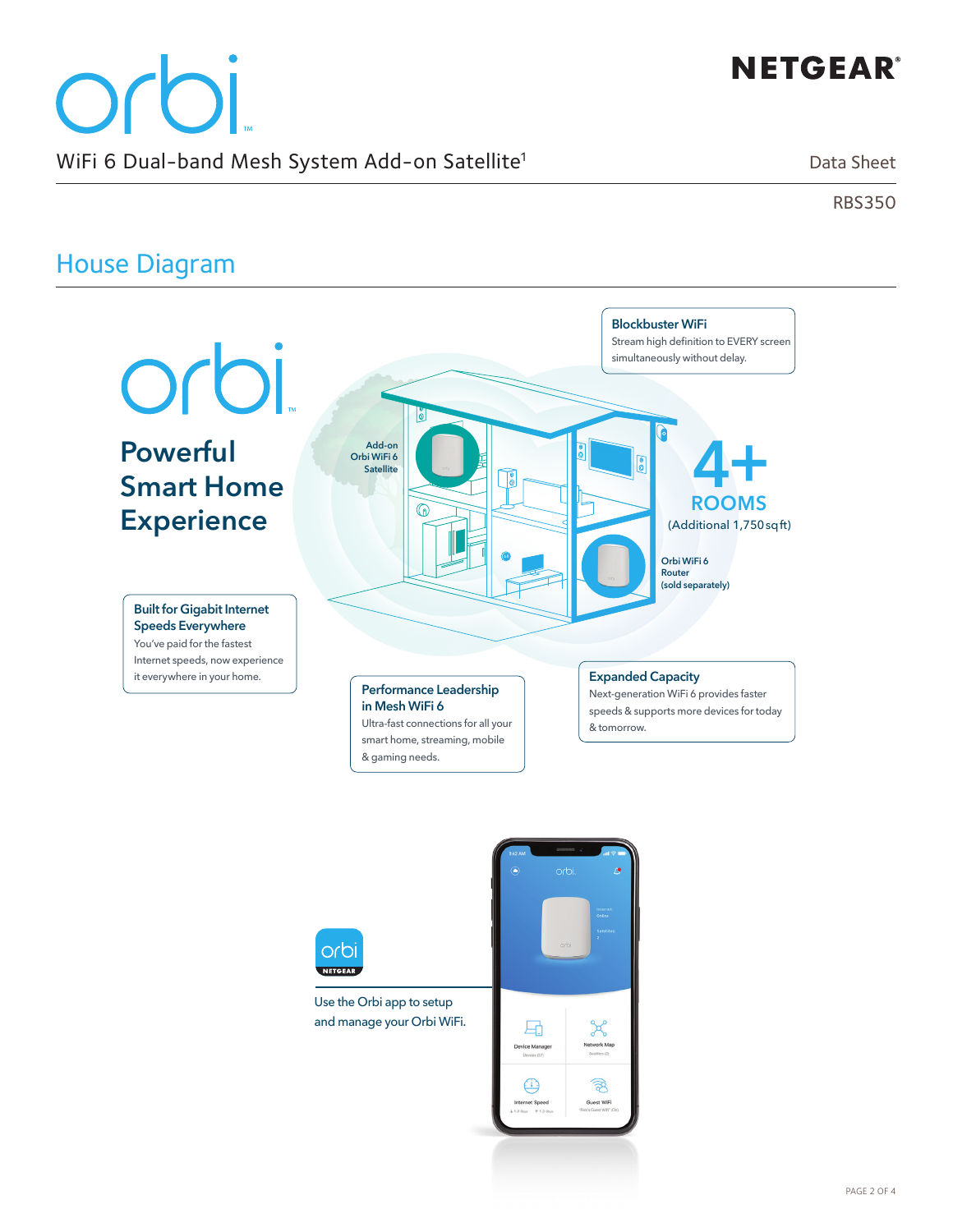# orbi

WiFi 6 Dual-band Mesh System Add-on Satellite[1]

Data Sheet

RBS350

## House Diagram

orbi

**Powerful Smart Home Experience**

Add-on Orbi WiFi 6 Satellite

Orbi WiFi 6 Router (sold separately)

4+ ROOMS (Additional 1,750 sq ft)

**Blockbuster WiFi**
Stream high definition to EVERY screen simultaneously without delay.

**Built for Gigabit Internet Speeds Everywhere**
You've paid for the fastest Internet speeds, now experience it everywhere in your home.

**Performance Leadership in Mesh WiFi 6**
Ultra-fast connections for all your smart home, streaming, mobile & gaming needs.

**Expanded Capacity**
Next-generation WiFi 6 provides faster speeds & supports more devices for today & tomorrow.

Use the Orbi app to setup and manage your Orbi WiFi.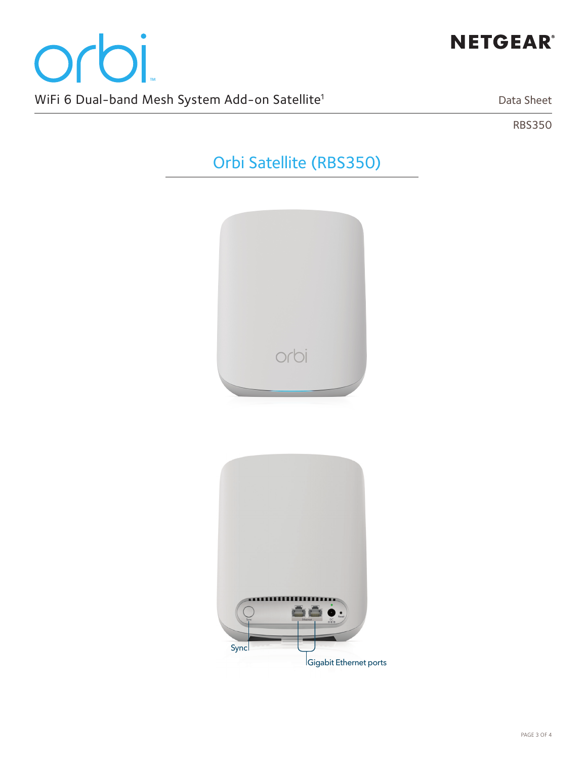# orbi

NETGEAR®

WiFi 6 Dual-band Mesh System Add-on Satellite[1]

Data Sheet

RBS350

## Orbi Satellite (RBS350)

Sync

Gigabit Ethernet ports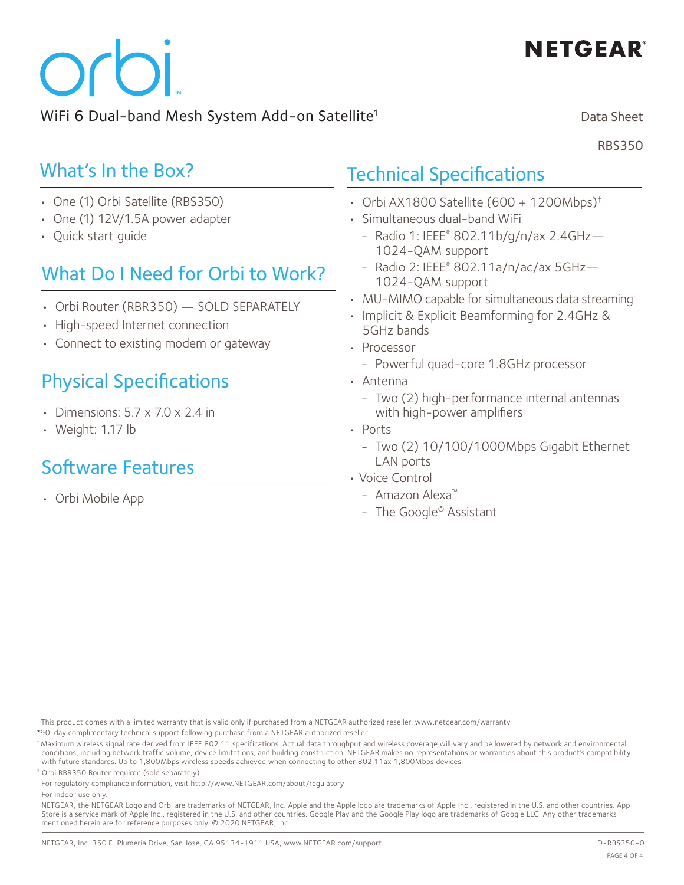# orbi™

NETGEAR®

WiFi 6 Dual-band Mesh System Add-on Satellite[1]

Data Sheet

RBS350

## What's In the Box?

- One (1) Orbi Satellite (RBS350)
- One (1) 12V/1.5A power adapter
- Quick start guide

## What Do I Need for Orbi to Work?

- Orbi Router (RBR350) — SOLD SEPARATELY
- High-speed Internet connection
- Connect to existing modem or gateway

## Physical Specifications

- Dimensions: 5.7 x 7.0 x 2.4 in
- Weight: 1.17 lb

## Software Features

- Orbi Mobile App

## Technical Specifications

- Orbi AX1800 Satellite (600 + 1200Mbps)†
- Simultaneous dual-band WiFi
  - Radio 1: IEEE® 802.11b/g/n/ax 2.4GHz—1024-QAM support
  - Radio 2: IEEE® 802.11a/n/ac/ax 5GHz—1024-QAM support
- MU-MIMO capable for simultaneous data streaming
- Implicit & Explicit Beamforming for 2.4GHz & 5GHz bands
- Processor
  - Powerful quad-core 1.8GHz processor
- Antenna
  - Two (2) high-performance internal antennas with high-power amplifiers
- Ports
  - Two (2) 10/100/1000Mbps Gigabit Ethernet LAN ports
- Voice Control
  - Amazon Alexa™
  - The Google© Assistant

This product comes with a limited warranty that is valid only if purchased from a NETGEAR authorized reseller. www.netgear.com/warranty

*90-day complimentary technical support following purchase from a NETGEAR authorized reseller.

† Maximum wireless signal rate derived from IEEE 802.11 specifications. Actual data throughput and wireless coverage will vary and be lowered by network and environmental conditions, including network traffic volume, device limitations, and building construction. NETGEAR makes no representations or warranties about this product's compatibility with future standards. Up to 1,800Mbps wireless speeds achieved when connecting to other 802.11ax 1,800Mbps devices.

[1] Orbi RBR350 Router required (sold separately).

For regulatory compliance information, visit http://www.NETGEAR.com/about/regulatory

For indoor use only.

NETGEAR, the NETGEAR Logo and Orbi are trademarks of NETGEAR, Inc. Apple and the Apple logo are trademarks of Apple Inc., registered in the U.S. and other countries. App Store is a service mark of Apple Inc., registered in the U.S. and other countries. Google Play and the Google Play logo are trademarks of Google LLC. Any other trademarks mentioned herein are for reference purposes only. © 2020 NETGEAR, Inc.

NETGEAR, Inc. 350 E. Plumeria Drive, San Jose, CA 95134-1911 USA, www.NETGEAR.com/support

D-RBS350-0